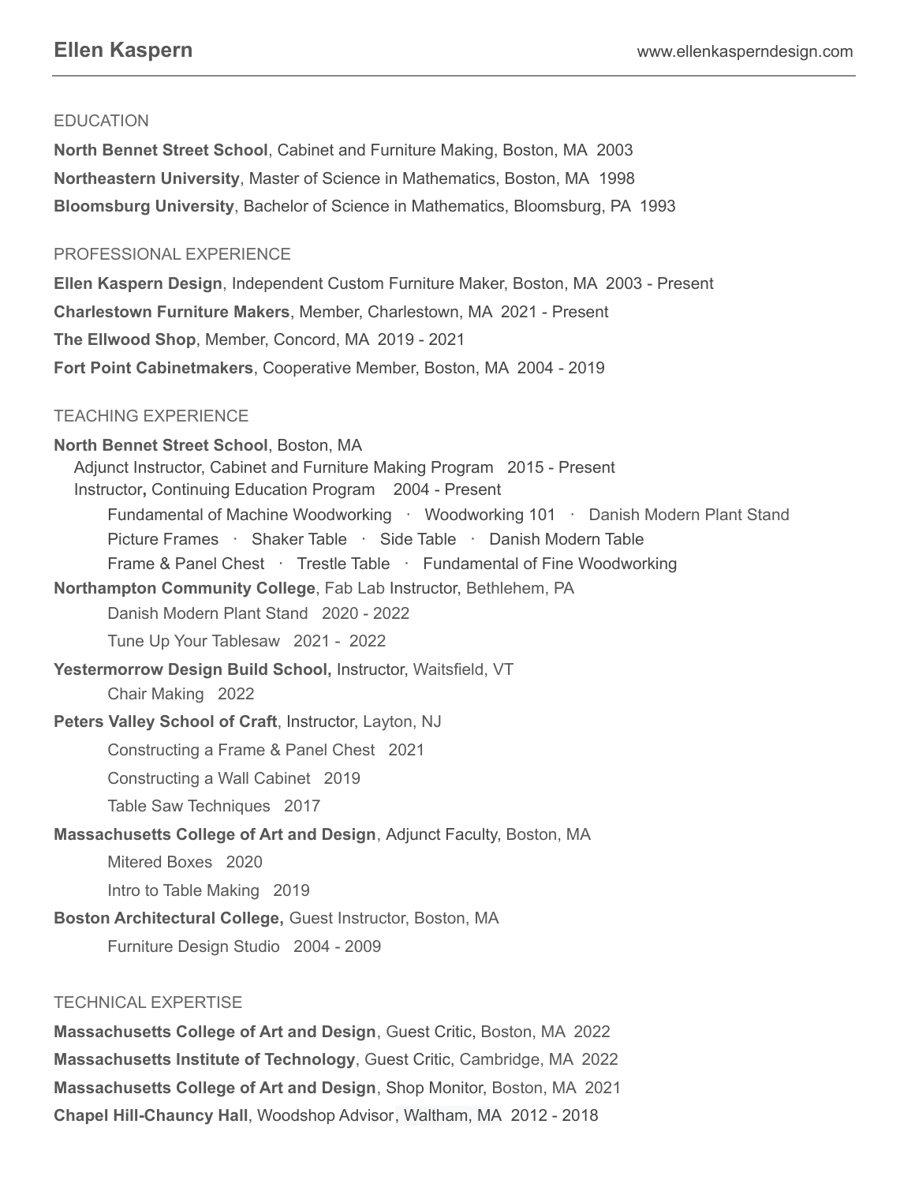# Ellen Kaspern

www.ellenkasperndesign.com

## EDUCATION

**North Bennet Street School**, Cabinet and Furniture Making, Boston, MA 2003

**Northeastern University**, Master of Science in Mathematics, Boston, MA 1998

**Bloomsburg University**, Bachelor of Science in Mathematics, Bloomsburg, PA 1993

## PROFESSIONAL EXPERIENCE

**Ellen Kaspern Design**, Independent Custom Furniture Maker, Boston, MA 2003 - Present

**Charlestown Furniture Makers**, Member, Charlestown, MA 2021 - Present

**The Ellwood Shop**, Member, Concord, MA 2019 - 2021

**Fort Point Cabinetmakers**, Cooperative Member, Boston, MA 2004 - 2019

## TEACHING EXPERIENCE

**North Bennet Street School**, Boston, MA

- Adjunct Instructor, Cabinet and Furniture Making Program 2015 - Present
- Instructor, Continuing Education Program 2004 - Present
  - Fundamental of Machine Woodworking · Woodworking 101 · Danish Modern Plant Stand
  - Picture Frames · Shaker Table · Side Table · Danish Modern Table
  - Frame & Panel Chest · Trestle Table · Fundamental of Fine Woodworking

**Northampton Community College**, Fab Lab Instructor, Bethlehem, PA

- Danish Modern Plant Stand 2020 - 2022
- Tune Up Your Tablesaw 2021 - 2022

**Yestermorrow Design Build School,** Instructor, Waitsfield, VT

- Chair Making 2022

**Peters Valley School of Craft**, Instructor, Layton, NJ

- Constructing a Frame & Panel Chest 2021
- Constructing a Wall Cabinet 2019
- Table Saw Techniques 2017

**Massachusetts College of Art and Design**, Adjunct Faculty, Boston, MA

- Mitered Boxes 2020
- Intro to Table Making 2019

**Boston Architectural College,** Guest Instructor, Boston, MA

- Furniture Design Studio 2004 - 2009

## TECHNICAL EXPERTISE

**Massachusetts College of Art and Design**, Guest Critic, Boston, MA 2022

**Massachusetts Institute of Technology**, Guest Critic, Cambridge, MA 2022

**Massachusetts College of Art and Design**, Shop Monitor, Boston, MA 2021

**Chapel Hill-Chauncy Hall**, Woodshop Advisor, Waltham, MA 2012 - 2018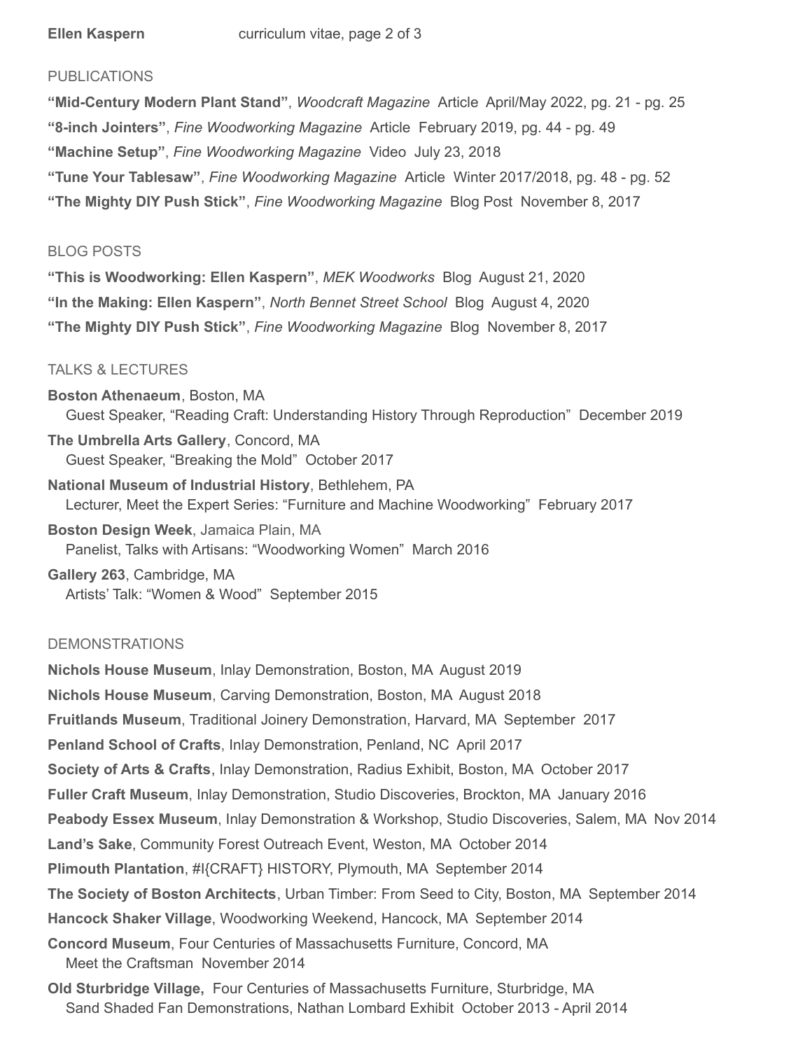## PUBLICATIONS

**"Mid-Century Modern Plant Stand"**, *Woodcraft Magazine* Article April/May 2022, pg. 21 - pg. 25

**"8-inch Jointers"**, *Fine Woodworking Magazine* Article February 2019, pg. 44 - pg. 49

**"Machine Setup"**, *Fine Woodworking Magazine* Video July 23, 2018

**"Tune Your Tablesaw"**, *Fine Woodworking Magazine* Article Winter 2017/2018, pg. 48 - pg. 52

**"The Mighty DIY Push Stick"**, *Fine Woodworking Magazine* Blog Post November 8, 2017

## BLOG POSTS

**"This is Woodworking: Ellen Kaspern"**, *MEK Woodworks* Blog August 21, 2020

**"In the Making: Ellen Kaspern"**, *North Bennet Street School* Blog August 4, 2020

**"The Mighty DIY Push Stick"**, *Fine Woodworking Magazine* Blog November 8, 2017

## TALKS & LECTURES

**Boston Athenaeum**, Boston, MA
Guest Speaker, "Reading Craft: Understanding History Through Reproduction" December 2019

**The Umbrella Arts Gallery**, Concord, MA
Guest Speaker, "Breaking the Mold" October 2017

**National Museum of Industrial History**, Bethlehem, PA
Lecturer, Meet the Expert Series: "Furniture and Machine Woodworking" February 2017

**Boston Design Week**, Jamaica Plain, MA
Panelist, Talks with Artisans: "Woodworking Women" March 2016

**Gallery 263**, Cambridge, MA
Artists' Talk: "Women & Wood" September 2015

## DEMONSTRATIONS

**Nichols House Museum**, Inlay Demonstration, Boston, MA August 2019

**Nichols House Museum**, Carving Demonstration, Boston, MA August 2018

**Fruitlands Museum**, Traditional Joinery Demonstration, Harvard, MA September 2017

**Penland School of Crafts**, Inlay Demonstration, Penland, NC April 2017

**Society of Arts & Crafts**, Inlay Demonstration, Radius Exhibit, Boston, MA October 2017

**Fuller Craft Museum**, Inlay Demonstration, Studio Discoveries, Brockton, MA January 2016

**Peabody Essex Museum**, Inlay Demonstration & Workshop, Studio Discoveries, Salem, MA Nov 2014

**Land's Sake**, Community Forest Outreach Event, Weston, MA October 2014

**Plimouth Plantation**, #I{CRAFT} HISTORY, Plymouth, MA September 2014

**The Society of Boston Architects**, Urban Timber: From Seed to City, Boston, MA September 2014

**Hancock Shaker Village**, Woodworking Weekend, Hancock, MA September 2014

**Concord Museum**, Four Centuries of Massachusetts Furniture, Concord, MA
Meet the Craftsman November 2014

**Old Sturbridge Village,** Four Centuries of Massachusetts Furniture, Sturbridge, MA
Sand Shaded Fan Demonstrations, Nathan Lombard Exhibit October 2013 - April 2014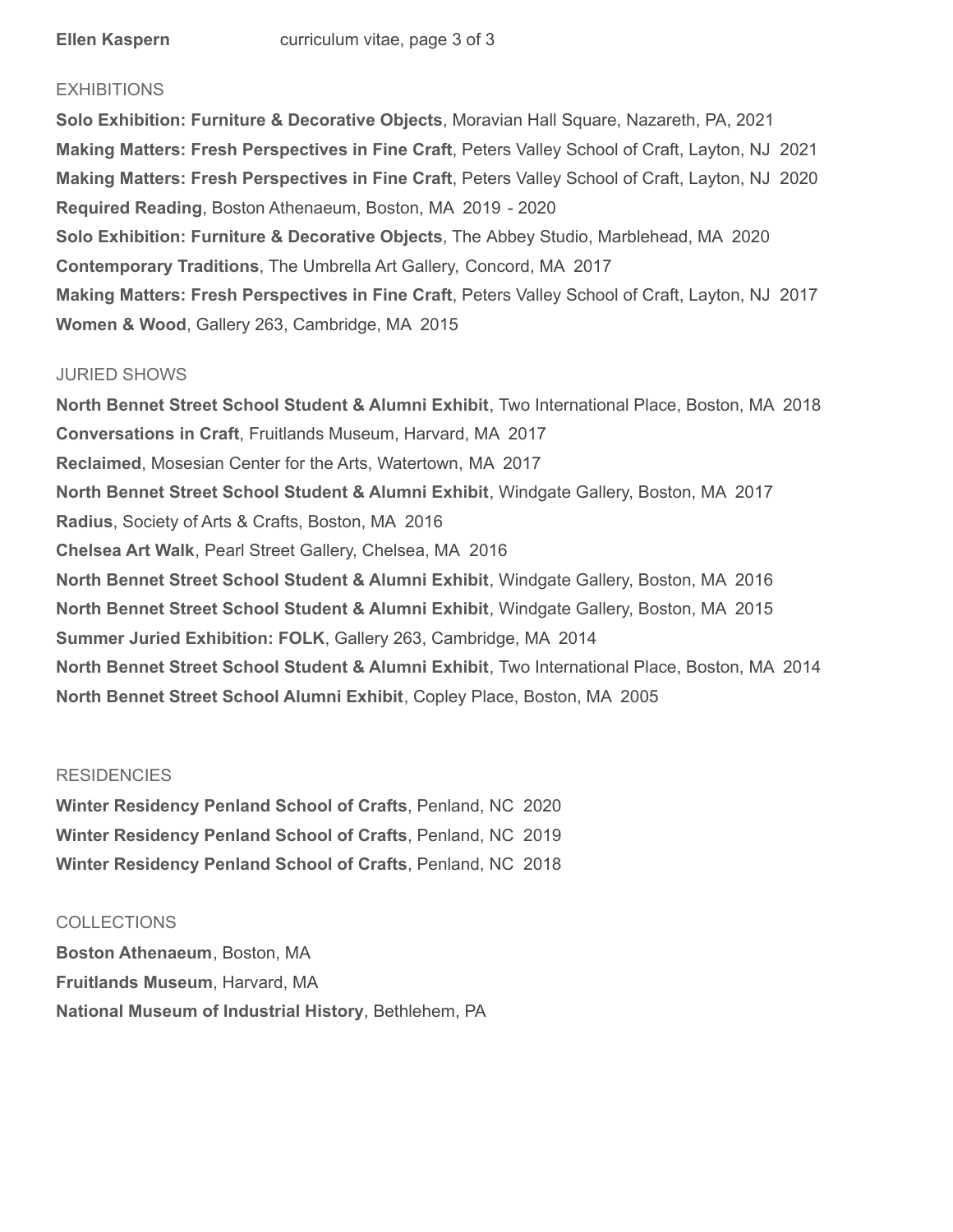## EXHIBITIONS

**Solo Exhibition: Furniture & Decorative Objects**, Moravian Hall Square, Nazareth, PA, 2021
**Making Matters: Fresh Perspectives in Fine Craft**, Peters Valley School of Craft, Layton, NJ 2021
**Making Matters: Fresh Perspectives in Fine Craft**, Peters Valley School of Craft, Layton, NJ 2020
**Required Reading**, Boston Athenaeum, Boston, MA 2019 - 2020
**Solo Exhibition: Furniture & Decorative Objects**, The Abbey Studio, Marblehead, MA 2020
**Contemporary Traditions**, The Umbrella Art Gallery, Concord, MA 2017
**Making Matters: Fresh Perspectives in Fine Craft**, Peters Valley School of Craft, Layton, NJ 2017
**Women & Wood**, Gallery 263, Cambridge, MA 2015

## JURIED SHOWS

**North Bennet Street School Student & Alumni Exhibit**, Two International Place, Boston, MA 2018
**Conversations in Craft**, Fruitlands Museum, Harvard, MA 2017
**Reclaimed**, Mosesian Center for the Arts, Watertown, MA 2017
**North Bennet Street School Student & Alumni Exhibit**, Windgate Gallery, Boston, MA 2017
**Radius**, Society of Arts & Crafts, Boston, MA 2016
**Chelsea Art Walk**, Pearl Street Gallery, Chelsea, MA 2016
**North Bennet Street School Student & Alumni Exhibit**, Windgate Gallery, Boston, MA 2016
**North Bennet Street School Student & Alumni Exhibit**, Windgate Gallery, Boston, MA 2015
**Summer Juried Exhibition: FOLK**, Gallery 263, Cambridge, MA 2014
**North Bennet Street School Student & Alumni Exhibit**, Two International Place, Boston, MA 2014
**North Bennet Street School Alumni Exhibit**, Copley Place, Boston, MA 2005

## RESIDENCIES

**Winter Residency Penland School of Crafts**, Penland, NC 2020
**Winter Residency Penland School of Crafts**, Penland, NC 2019
**Winter Residency Penland School of Crafts**, Penland, NC 2018

## COLLECTIONS

**Boston Athenaeum**, Boston, MA
**Fruitlands Museum**, Harvard, MA
**National Museum of Industrial History**, Bethlehem, PA